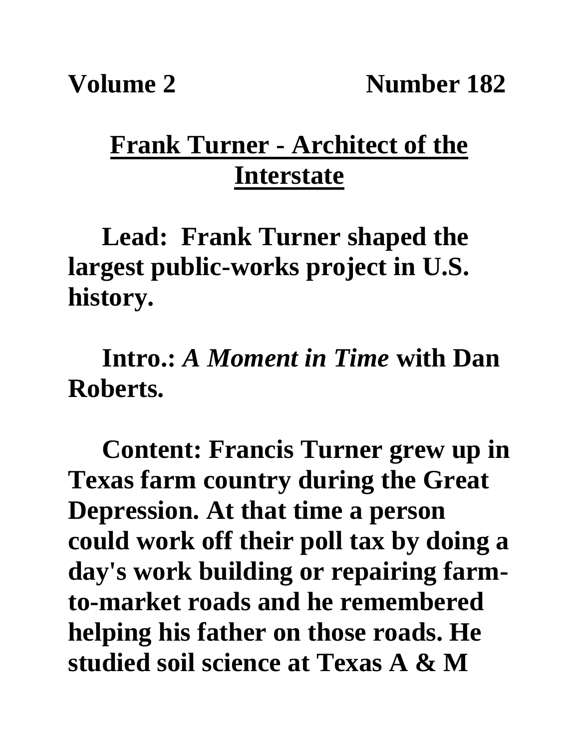**Volume 2 Number 182**

# Frank Turner - Architect of the Interstate

**Lead: Frank Turner shaped the largest public-works project in U.S. history.**

**Intro.: *A Moment in Time* with Dan Roberts.**

**Content: Francis Turner grew up in Texas farm country during the Great Depression. At that time a person could work off their poll tax by doing a day's work building or repairing farm-to-market roads and he remembered helping his father on those roads. He studied soil science at Texas A & M**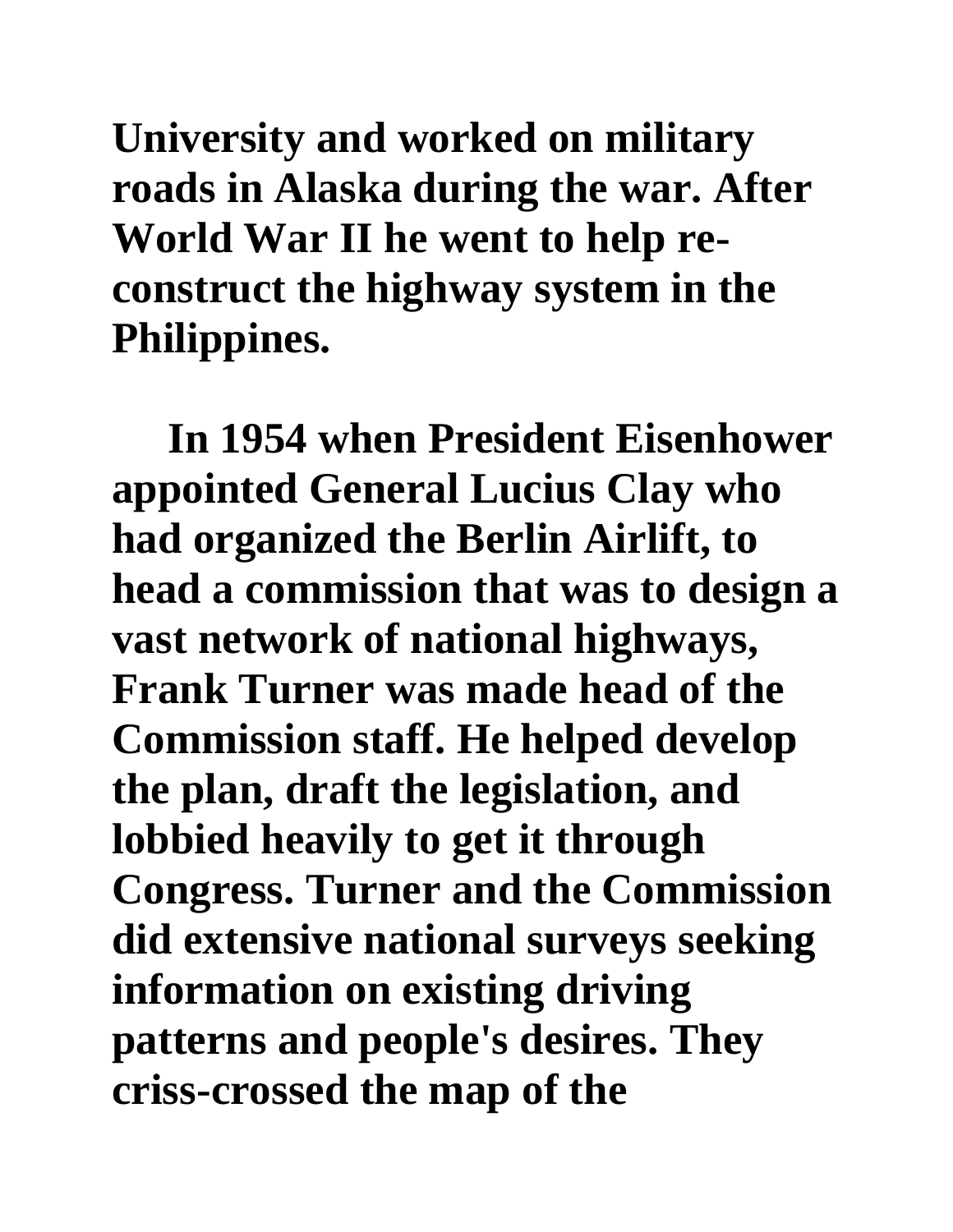**University and worked on military roads in Alaska during the war. After World War II he went to help re-construct the highway system in the Philippines.**

**In 1954 when President Eisenhower appointed General Lucius Clay who had organized the Berlin Airlift, to head a commission that was to design a vast network of national highways, Frank Turner was made head of the Commission staff. He helped develop the plan, draft the legislation, and lobbied heavily to get it through Congress. Turner and the Commission did extensive national surveys seeking information on existing driving patterns and people's desires. They criss-crossed the map of the**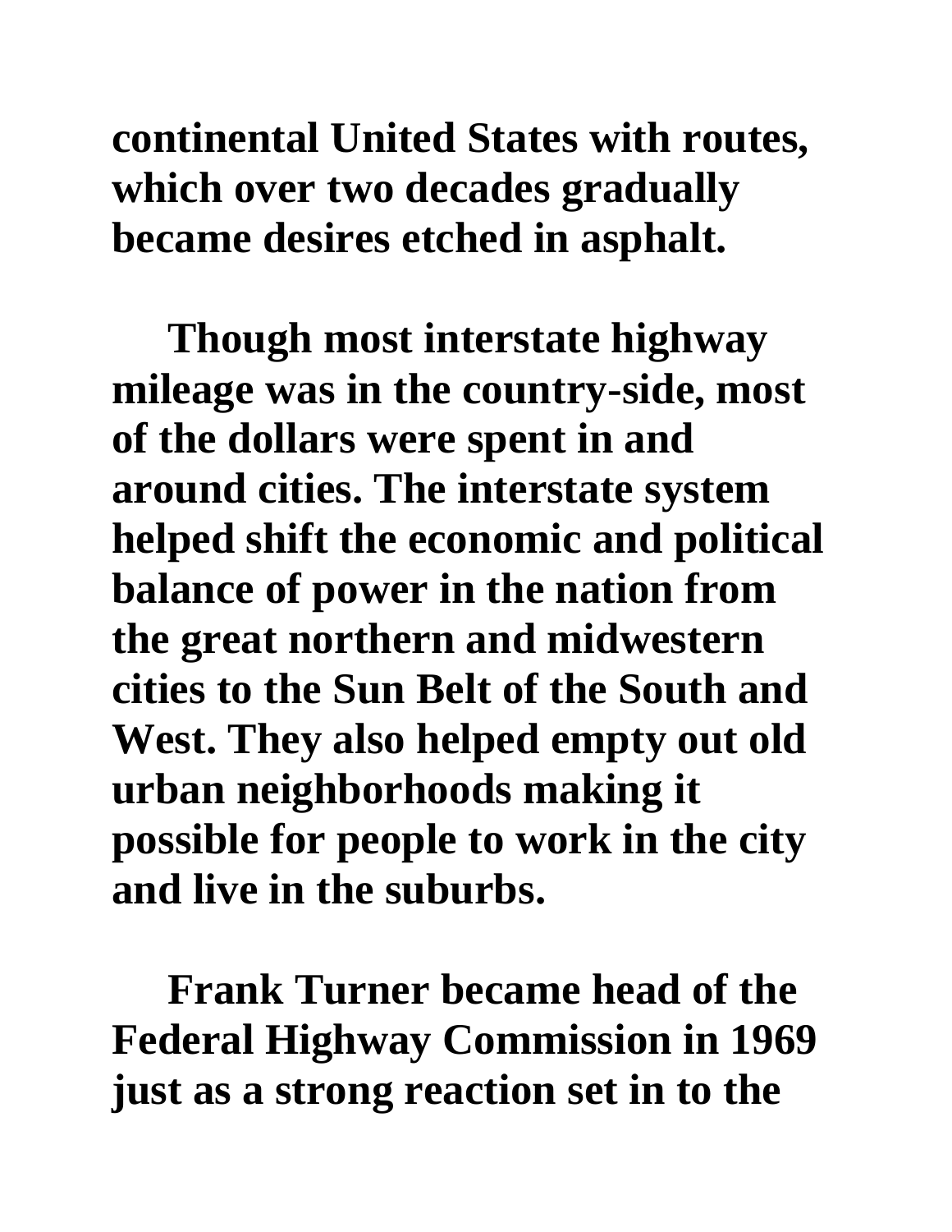**continental United States with routes, which over two decades gradually became desires etched in asphalt.**

**Though most interstate highway mileage was in the country-side, most of the dollars were spent in and around cities. The interstate system helped shift the economic and political balance of power in the nation from the great northern and midwestern cities to the Sun Belt of the South and West. They also helped empty out old urban neighborhoods making it possible for people to work in the city and live in the suburbs.**

**Frank Turner became head of the Federal Highway Commission in 1969 just as a strong reaction set in to the**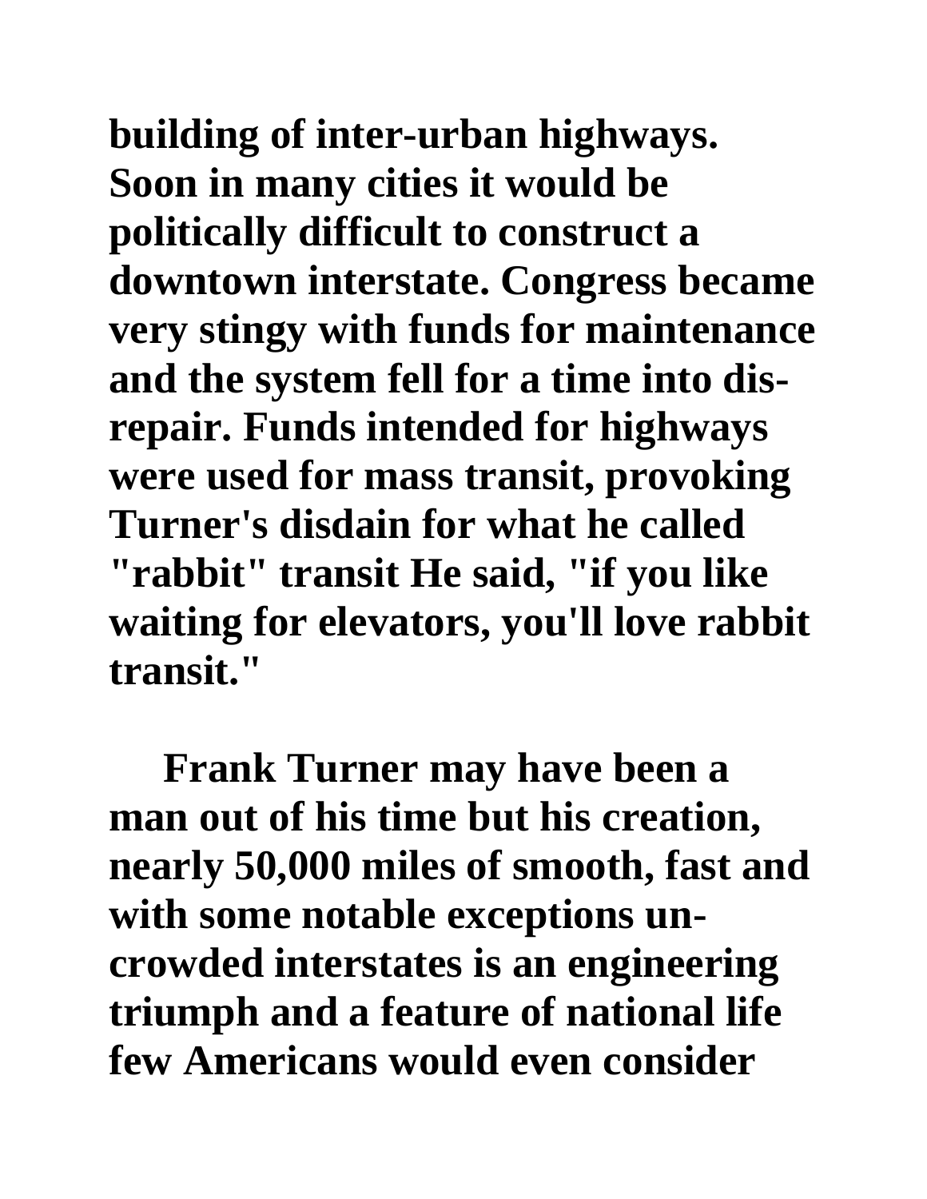building of inter-urban highways. Soon in many cities it would be politically difficult to construct a downtown interstate. Congress became very stingy with funds for maintenance and the system fell for a time into disrepair. Funds intended for highways were used for mass transit, provoking Turner's disdain for what he called "rabbit" transit He said, "if you like waiting for elevators, you'll love rabbit transit."

Frank Turner may have been a man out of his time but his creation, nearly 50,000 miles of smooth, fast and with some notable exceptions uncrowded interstates is an engineering triumph and a feature of national life few Americans would even consider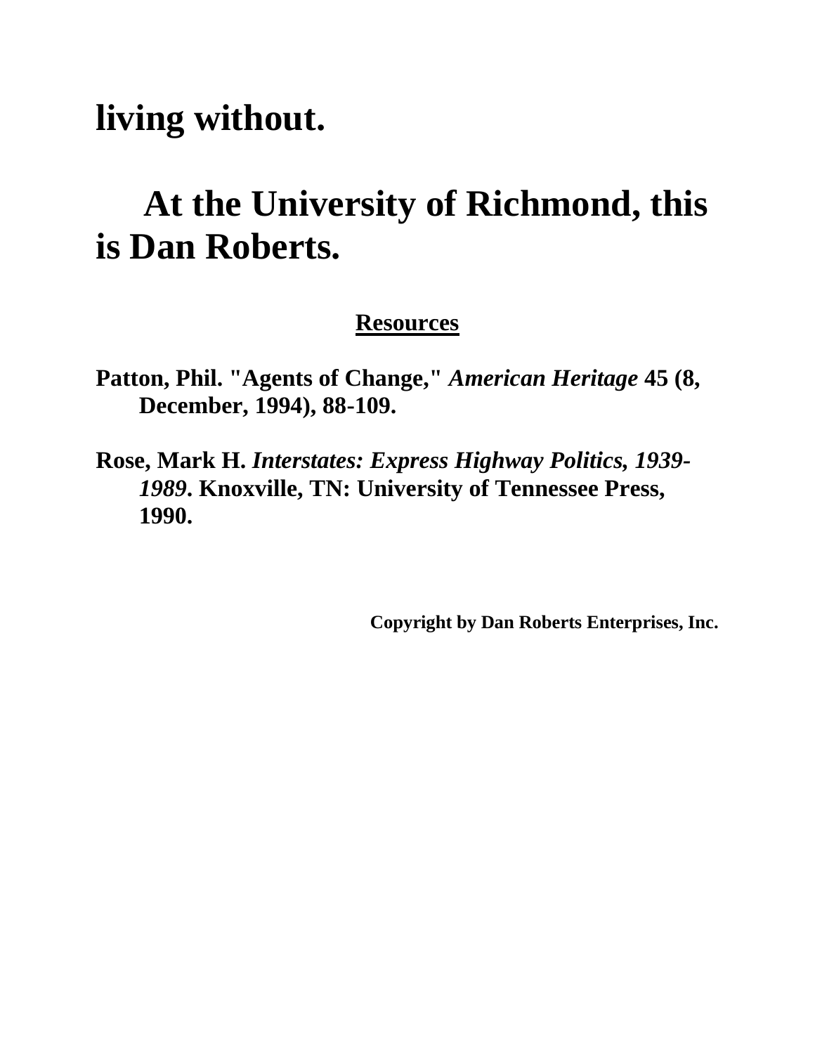**living without.**

**At the University of Richmond, this is Dan Roberts.**

## Resources

**Patton, Phil. "Agents of Change,"** ***American Heritage*** **45 (8, December, 1994), 88-109.**

**Rose, Mark H.** ***Interstates: Express Highway Politics, 1939-1989*****. Knoxville, TN: University of Tennessee Press, 1990.**

**Copyright by Dan Roberts Enterprises, Inc.**